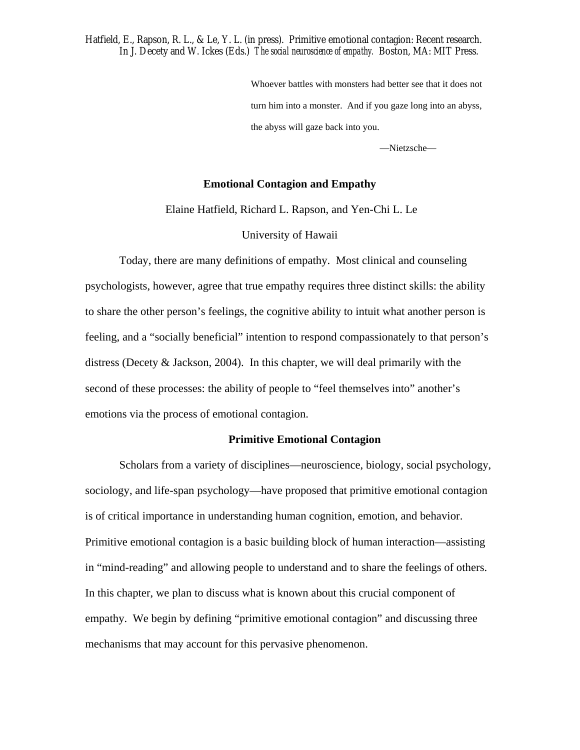Hatfield, E., Rapson, R. L., & Le, Y. L. (in press). Primitive emotional contagion: Recent research. In J. Decety and W. Ickes (Eds.) *The social neuroscience of empathy.* Boston, MA: MIT Press.

> Whoever battles with monsters had better see that it does not turn him into a monster. And if you gaze long into an abyss, the abyss will gaze back into you.
>
> —Nietzsche—

# Emotional Contagion and Empathy

Elaine Hatfield, Richard L. Rapson, and Yen-Chi L. Le

University of Hawaii

Today, there are many definitions of empathy. Most clinical and counseling psychologists, however, agree that true empathy requires three distinct skills: the ability to share the other person's feelings, the cognitive ability to intuit what another person is feeling, and a "socially beneficial" intention to respond compassionately to that person's distress (Decety & Jackson, 2004). In this chapter, we will deal primarily with the second of these processes: the ability of people to "feel themselves into" another's emotions via the process of emotional contagion.

## Primitive Emotional Contagion

Scholars from a variety of disciplines—neuroscience, biology, social psychology, sociology, and life-span psychology—have proposed that primitive emotional contagion is of critical importance in understanding human cognition, emotion, and behavior. Primitive emotional contagion is a basic building block of human interaction—assisting in "mind-reading" and allowing people to understand and to share the feelings of others. In this chapter, we plan to discuss what is known about this crucial component of empathy. We begin by defining "primitive emotional contagion" and discussing three mechanisms that may account for this pervasive phenomenon.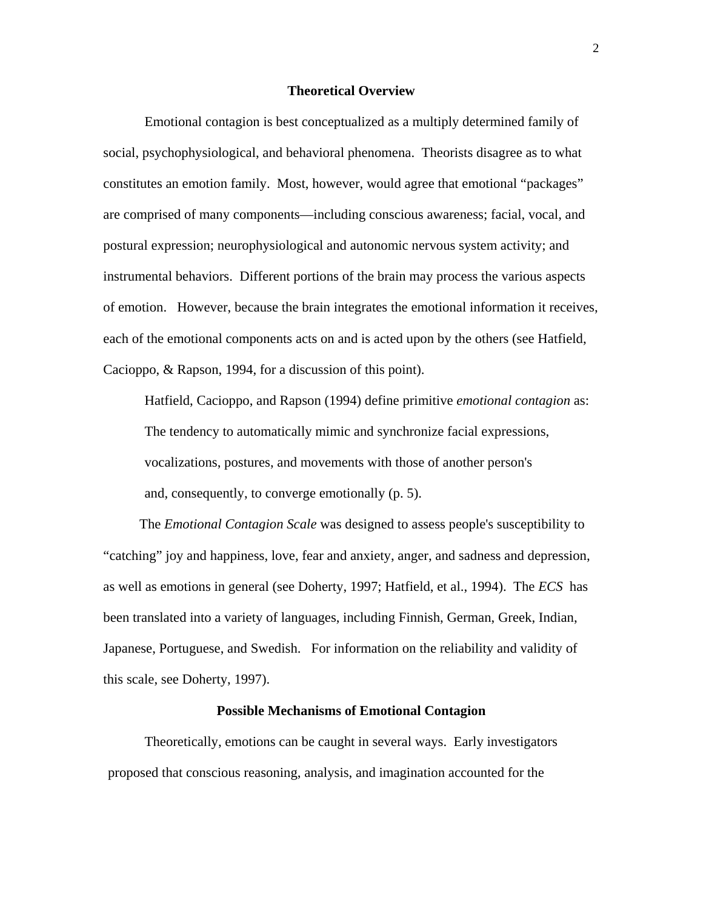## Theoretical Overview

Emotional contagion is best conceptualized as a multiply determined family of social, psychophysiological, and behavioral phenomena. Theorists disagree as to what constitutes an emotion family. Most, however, would agree that emotional "packages" are comprised of many components—including conscious awareness; facial, vocal, and postural expression; neurophysiological and autonomic nervous system activity; and instrumental behaviors. Different portions of the brain may process the various aspects of emotion. However, because the brain integrates the emotional information it receives, each of the emotional components acts on and is acted upon by the others (see Hatfield, Cacioppo, & Rapson, 1994, for a discussion of this point).

Hatfield, Cacioppo, and Rapson (1994) define primitive *emotional contagion* as:

> The tendency to automatically mimic and synchronize facial expressions, vocalizations, postures, and movements with those of another person's and, consequently, to converge emotionally (p. 5).

The *Emotional Contagion Scale* was designed to assess people's susceptibility to "catching" joy and happiness, love, fear and anxiety, anger, and sadness and depression, as well as emotions in general (see Doherty, 1997; Hatfield, et al., 1994). The *ECS* has been translated into a variety of languages, including Finnish, German, Greek, Indian, Japanese, Portuguese, and Swedish. For information on the reliability and validity of this scale, see Doherty, 1997).

## Possible Mechanisms of Emotional Contagion

Theoretically, emotions can be caught in several ways. Early investigators proposed that conscious reasoning, analysis, and imagination accounted for the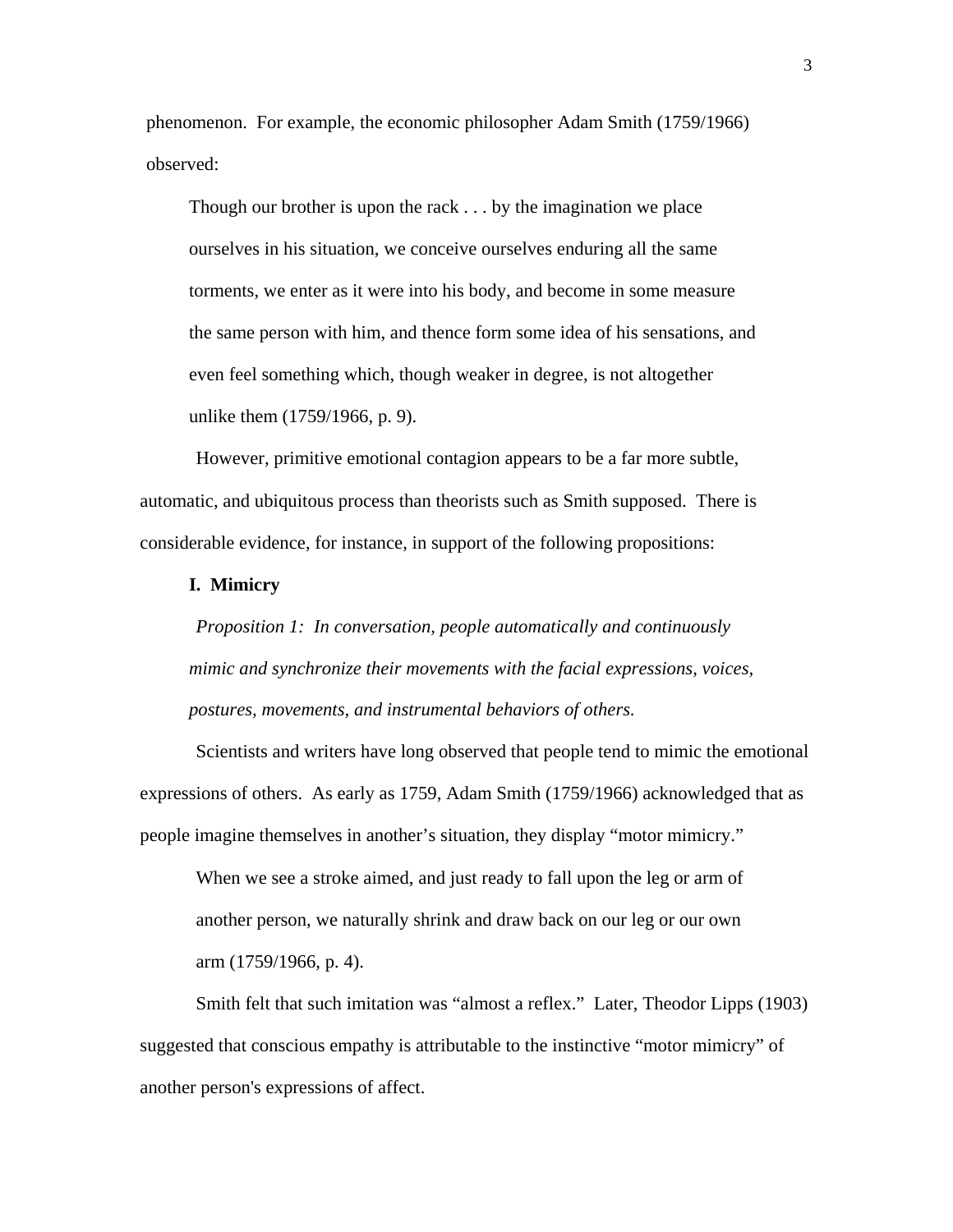phenomenon. For example, the economic philosopher Adam Smith (1759/1966) observed:

> Though our brother is upon the rack . . . by the imagination we place ourselves in his situation, we conceive ourselves enduring all the same torments, we enter as it were into his body, and become in some measure the same person with him, and thence form some idea of his sensations, and even feel something which, though weaker in degree, is not altogether unlike them (1759/1966, p. 9).

However, primitive emotional contagion appears to be a far more subtle, automatic, and ubiquitous process than theorists such as Smith supposed. There is considerable evidence, for instance, in support of the following propositions:

**I. Mimicry**

*Proposition 1: In conversation, people automatically and continuously mimic and synchronize their movements with the facial expressions, voices, postures, movements, and instrumental behaviors of others.*

Scientists and writers have long observed that people tend to mimic the emotional expressions of others. As early as 1759, Adam Smith (1759/1966) acknowledged that as people imagine themselves in another's situation, they display "motor mimicry."

> When we see a stroke aimed, and just ready to fall upon the leg or arm of another person, we naturally shrink and draw back on our leg or our own arm (1759/1966, p. 4).

Smith felt that such imitation was "almost a reflex." Later, Theodor Lipps (1903) suggested that conscious empathy is attributable to the instinctive "motor mimicry" of another person's expressions of affect.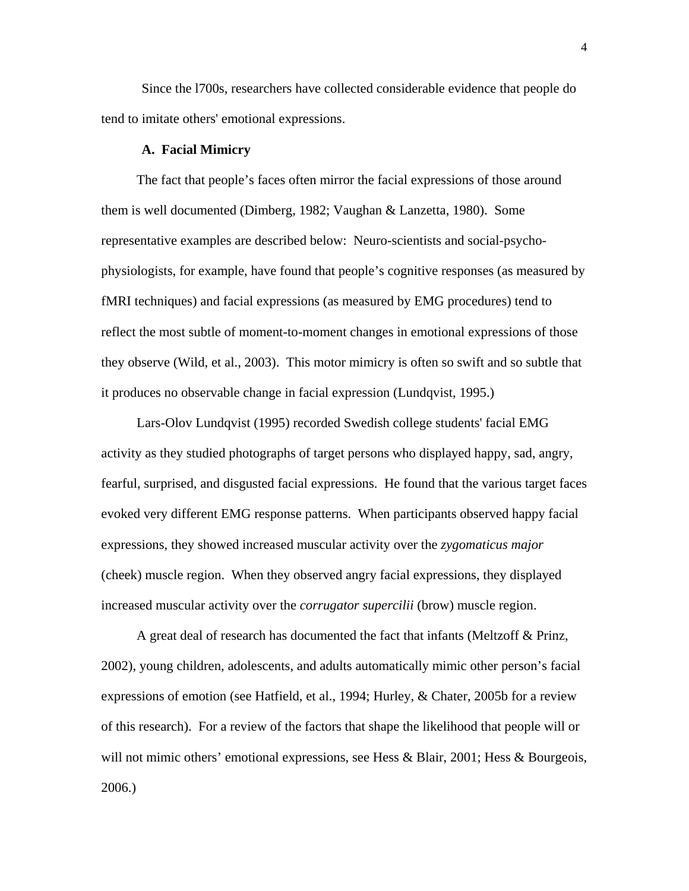Since the l700s, researchers have collected considerable evidence that people do tend to imitate others' emotional expressions.

### A. Facial Mimicry

The fact that people's faces often mirror the facial expressions of those around them is well documented (Dimberg, 1982; Vaughan & Lanzetta, 1980). Some representative examples are described below: Neuro-scientists and social-psycho-physiologists, for example, have found that people's cognitive responses (as measured by fMRI techniques) and facial expressions (as measured by EMG procedures) tend to reflect the most subtle of moment-to-moment changes in emotional expressions of those they observe (Wild, et al., 2003). This motor mimicry is often so swift and so subtle that it produces no observable change in facial expression (Lundqvist, 1995.)

Lars-Olov Lundqvist (1995) recorded Swedish college students' facial EMG activity as they studied photographs of target persons who displayed happy, sad, angry, fearful, surprised, and disgusted facial expressions. He found that the various target faces evoked very different EMG response patterns. When participants observed happy facial expressions, they showed increased muscular activity over the *zygomaticus major* (cheek) muscle region. When they observed angry facial expressions, they displayed increased muscular activity over the *corrugator supercilii* (brow) muscle region.

A great deal of research has documented the fact that infants (Meltzoff & Prinz, 2002), young children, adolescents, and adults automatically mimic other person's facial expressions of emotion (see Hatfield, et al., 1994; Hurley, & Chater, 2005b for a review of this research). For a review of the factors that shape the likelihood that people will or will not mimic others' emotional expressions, see Hess & Blair, 2001; Hess & Bourgeois, 2006.)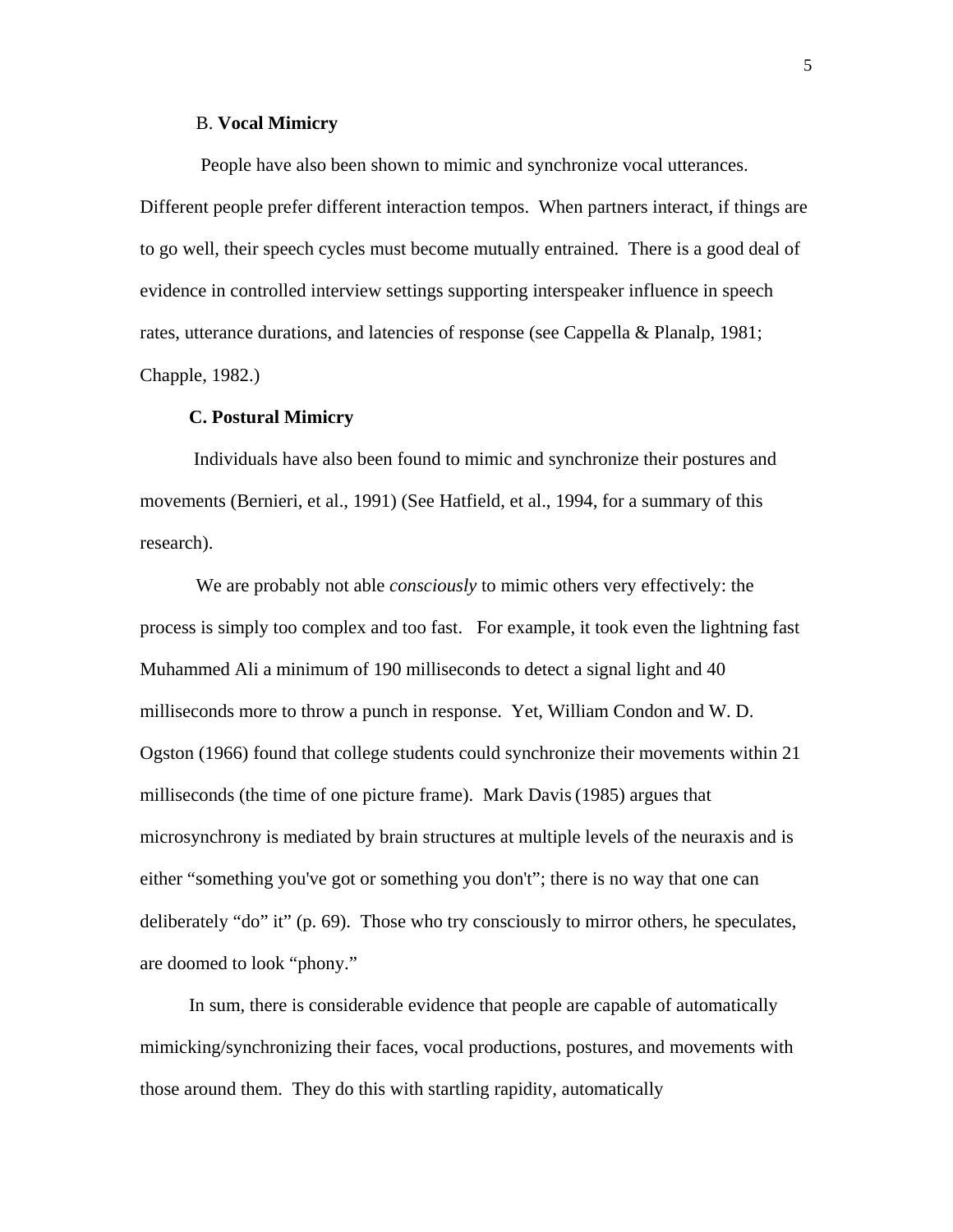### B. **Vocal Mimicry**

People have also been shown to mimic and synchronize vocal utterances. Different people prefer different interaction tempos. When partners interact, if things are to go well, their speech cycles must become mutually entrained. There is a good deal of evidence in controlled interview settings supporting interspeaker influence in speech rates, utterance durations, and latencies of response (see Cappella & Planalp, 1981; Chapple, 1982.)

### **C. Postural Mimicry**

Individuals have also been found to mimic and synchronize their postures and movements (Bernieri, et al., 1991) (See Hatfield, et al., 1994, for a summary of this research).

We are probably not able *consciously* to mimic others very effectively: the process is simply too complex and too fast. For example, it took even the lightning fast Muhammed Ali a minimum of 190 milliseconds to detect a signal light and 40 milliseconds more to throw a punch in response. Yet, William Condon and W. D. Ogston (1966) found that college students could synchronize their movements within 21 milliseconds (the time of one picture frame). Mark Davis (1985) argues that microsynchrony is mediated by brain structures at multiple levels of the neuraxis and is either "something you've got or something you don't"; there is no way that one can deliberately "do" it" (p. 69). Those who try consciously to mirror others, he speculates, are doomed to look "phony."

In sum, there is considerable evidence that people are capable of automatically mimicking/synchronizing their faces, vocal productions, postures, and movements with those around them. They do this with startling rapidity, automatically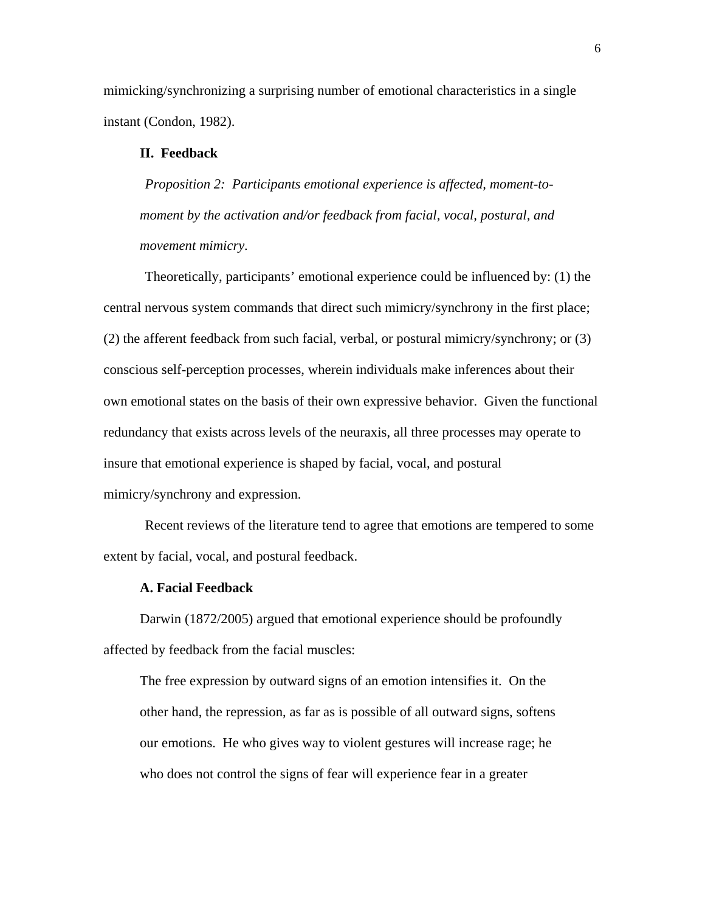mimicking/synchronizing a surprising number of emotional characteristics in a single instant (Condon, 1982).

## II. Feedback

*Proposition 2: Participants emotional experience is affected, moment-to-moment by the activation and/or feedback from facial, vocal, postural, and movement mimicry.*

Theoretically, participants' emotional experience could be influenced by: (1) the central nervous system commands that direct such mimicry/synchrony in the first place; (2) the afferent feedback from such facial, verbal, or postural mimicry/synchrony; or (3) conscious self-perception processes, wherein individuals make inferences about their own emotional states on the basis of their own expressive behavior. Given the functional redundancy that exists across levels of the neuraxis, all three processes may operate to insure that emotional experience is shaped by facial, vocal, and postural mimicry/synchrony and expression.

Recent reviews of the literature tend to agree that emotions are tempered to some extent by facial, vocal, and postural feedback.

### A. Facial Feedback

Darwin (1872/2005) argued that emotional experience should be profoundly affected by feedback from the facial muscles:

> The free expression by outward signs of an emotion intensifies it. On the other hand, the repression, as far as is possible of all outward signs, softens our emotions. He who gives way to violent gestures will increase rage; he who does not control the signs of fear will experience fear in a greater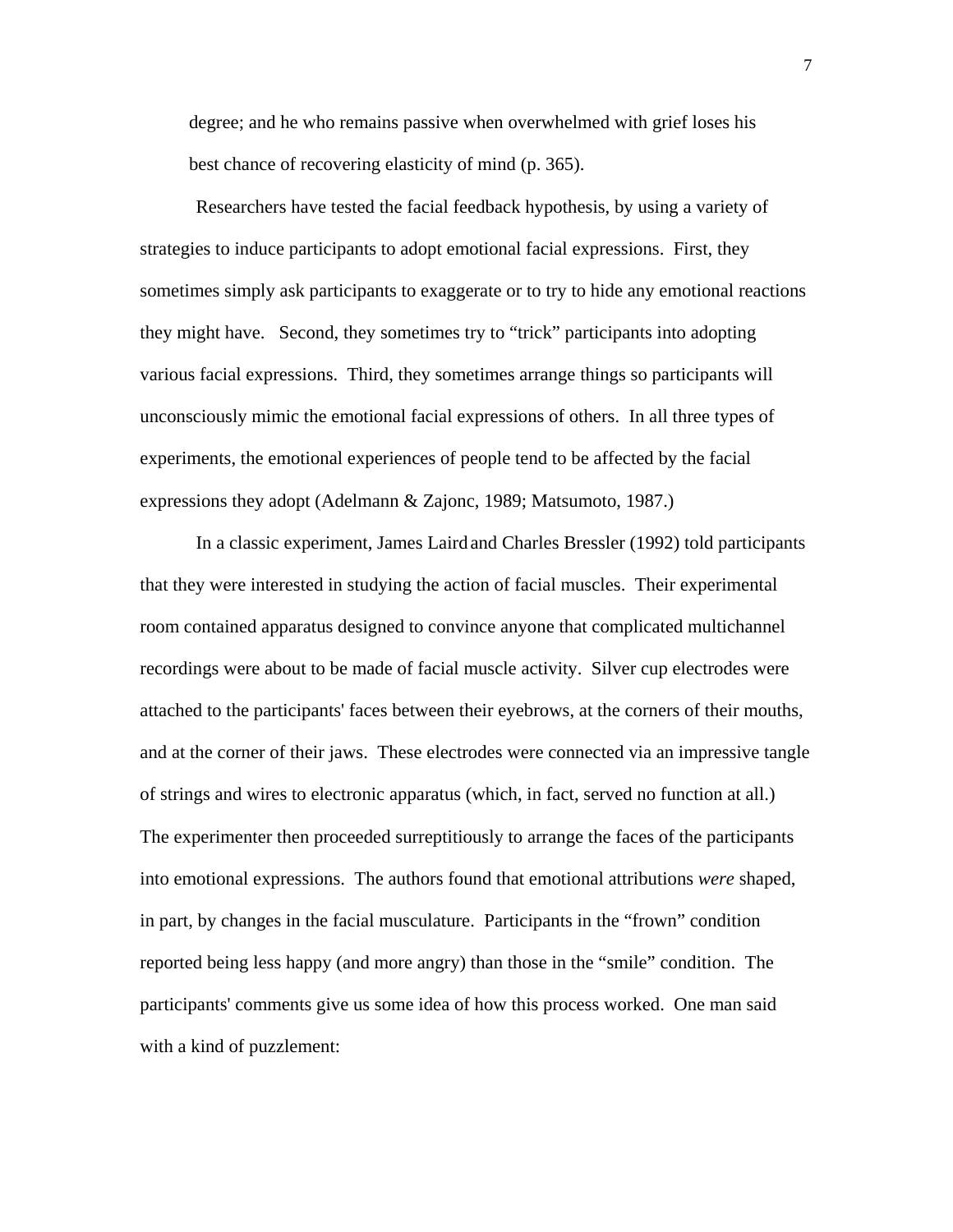> degree; and he who remains passive when overwhelmed with grief loses his best chance of recovering elasticity of mind (p. 365).

Researchers have tested the facial feedback hypothesis, by using a variety of strategies to induce participants to adopt emotional facial expressions. First, they sometimes simply ask participants to exaggerate or to try to hide any emotional reactions they might have. Second, they sometimes try to "trick" participants into adopting various facial expressions. Third, they sometimes arrange things so participants will unconsciously mimic the emotional facial expressions of others. In all three types of experiments, the emotional experiences of people tend to be affected by the facial expressions they adopt (Adelmann & Zajonc, 1989; Matsumoto, 1987.)

In a classic experiment, James Laird and Charles Bressler (1992) told participants that they were interested in studying the action of facial muscles. Their experimental room contained apparatus designed to convince anyone that complicated multichannel recordings were about to be made of facial muscle activity. Silver cup electrodes were attached to the participants' faces between their eyebrows, at the corners of their mouths, and at the corner of their jaws. These electrodes were connected via an impressive tangle of strings and wires to electronic apparatus (which, in fact, served no function at all.) The experimenter then proceeded surreptitiously to arrange the faces of the participants into emotional expressions. The authors found that emotional attributions *were* shaped, in part, by changes in the facial musculature. Participants in the "frown" condition reported being less happy (and more angry) than those in the "smile" condition. The participants' comments give us some idea of how this process worked. One man said with a kind of puzzlement: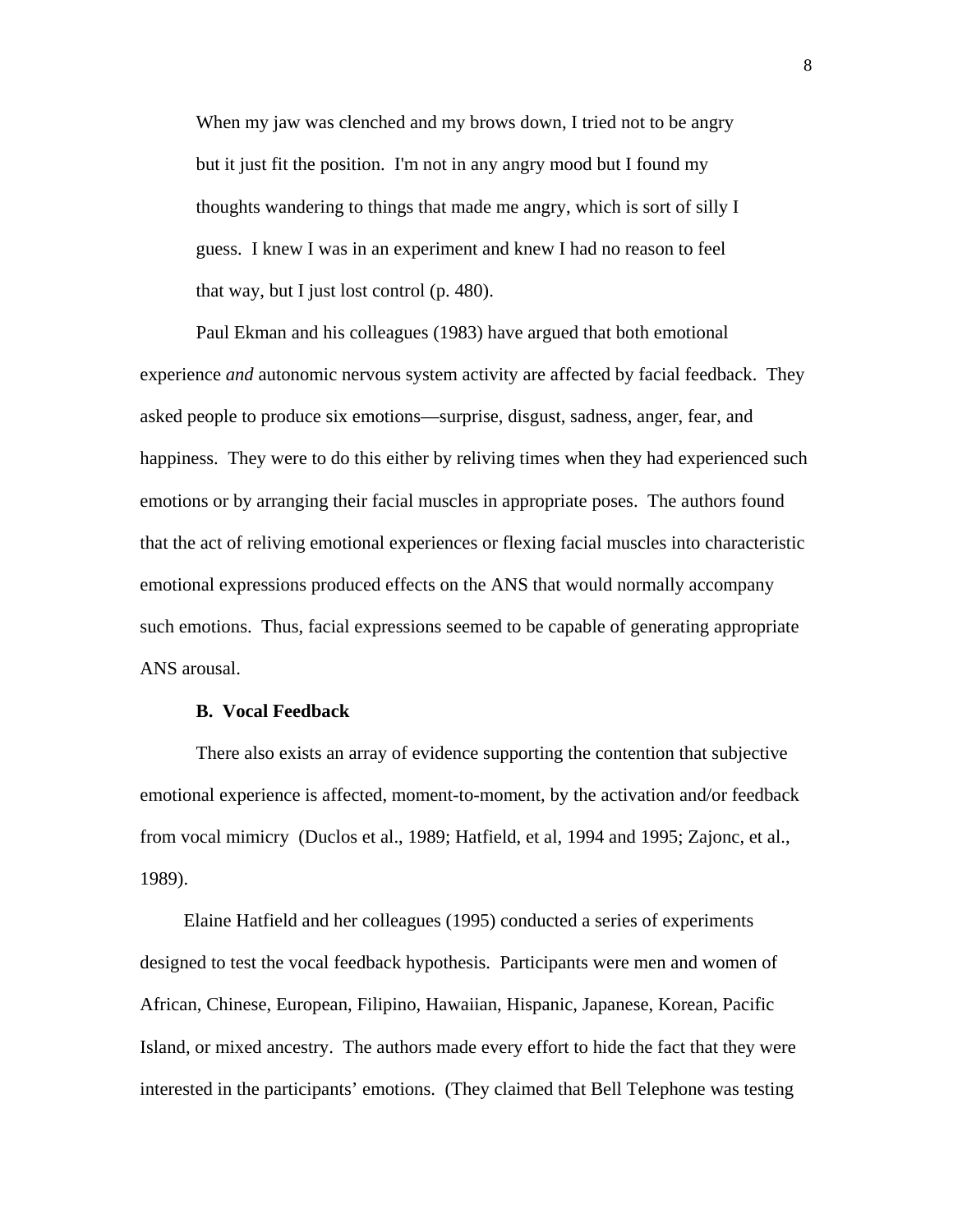> When my jaw was clenched and my brows down, I tried not to be angry but it just fit the position. I'm not in any angry mood but I found my thoughts wandering to things that made me angry, which is sort of silly I guess. I knew I was in an experiment and knew I had no reason to feel that way, but I just lost control (p. 480).

Paul Ekman and his colleagues (1983) have argued that both emotional experience *and* autonomic nervous system activity are affected by facial feedback. They asked people to produce six emotions—surprise, disgust, sadness, anger, fear, and happiness. They were to do this either by reliving times when they had experienced such emotions or by arranging their facial muscles in appropriate poses. The authors found that the act of reliving emotional experiences or flexing facial muscles into characteristic emotional expressions produced effects on the ANS that would normally accompany such emotions. Thus, facial expressions seemed to be capable of generating appropriate ANS arousal.

### B. Vocal Feedback

There also exists an array of evidence supporting the contention that subjective emotional experience is affected, moment-to-moment, by the activation and/or feedback from vocal mimicry (Duclos et al., 1989; Hatfield, et al, 1994 and 1995; Zajonc, et al., 1989).

Elaine Hatfield and her colleagues (1995) conducted a series of experiments designed to test the vocal feedback hypothesis. Participants were men and women of African, Chinese, European, Filipino, Hawaiian, Hispanic, Japanese, Korean, Pacific Island, or mixed ancestry. The authors made every effort to hide the fact that they were interested in the participants' emotions. (They claimed that Bell Telephone was testing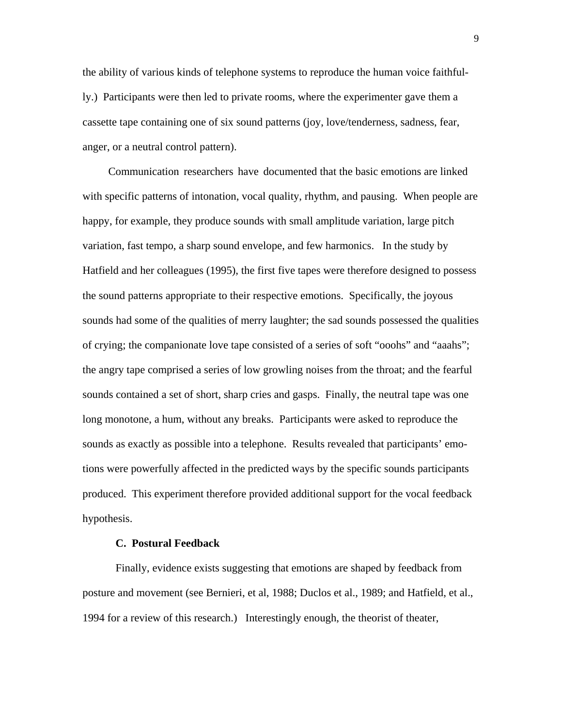the ability of various kinds of telephone systems to reproduce the human voice faithfully.) Participants were then led to private rooms, where the experimenter gave them a cassette tape containing one of six sound patterns (joy, love/tenderness, sadness, fear, anger, or a neutral control pattern).

Communication researchers have documented that the basic emotions are linked with specific patterns of intonation, vocal quality, rhythm, and pausing. When people are happy, for example, they produce sounds with small amplitude variation, large pitch variation, fast tempo, a sharp sound envelope, and few harmonics. In the study by Hatfield and her colleagues (1995), the first five tapes were therefore designed to possess the sound patterns appropriate to their respective emotions. Specifically, the joyous sounds had some of the qualities of merry laughter; the sad sounds possessed the qualities of crying; the companionate love tape consisted of a series of soft "ooohs" and "aaahs"; the angry tape comprised a series of low growling noises from the throat; and the fearful sounds contained a set of short, sharp cries and gasps. Finally, the neutral tape was one long monotone, a hum, without any breaks. Participants were asked to reproduce the sounds as exactly as possible into a telephone. Results revealed that participants' emotions were powerfully affected in the predicted ways by the specific sounds participants produced. This experiment therefore provided additional support for the vocal feedback hypothesis.

### C. Postural Feedback

Finally, evidence exists suggesting that emotions are shaped by feedback from posture and movement (see Bernieri, et al, 1988; Duclos et al., 1989; and Hatfield, et al., 1994 for a review of this research.) Interestingly enough, the theorist of theater,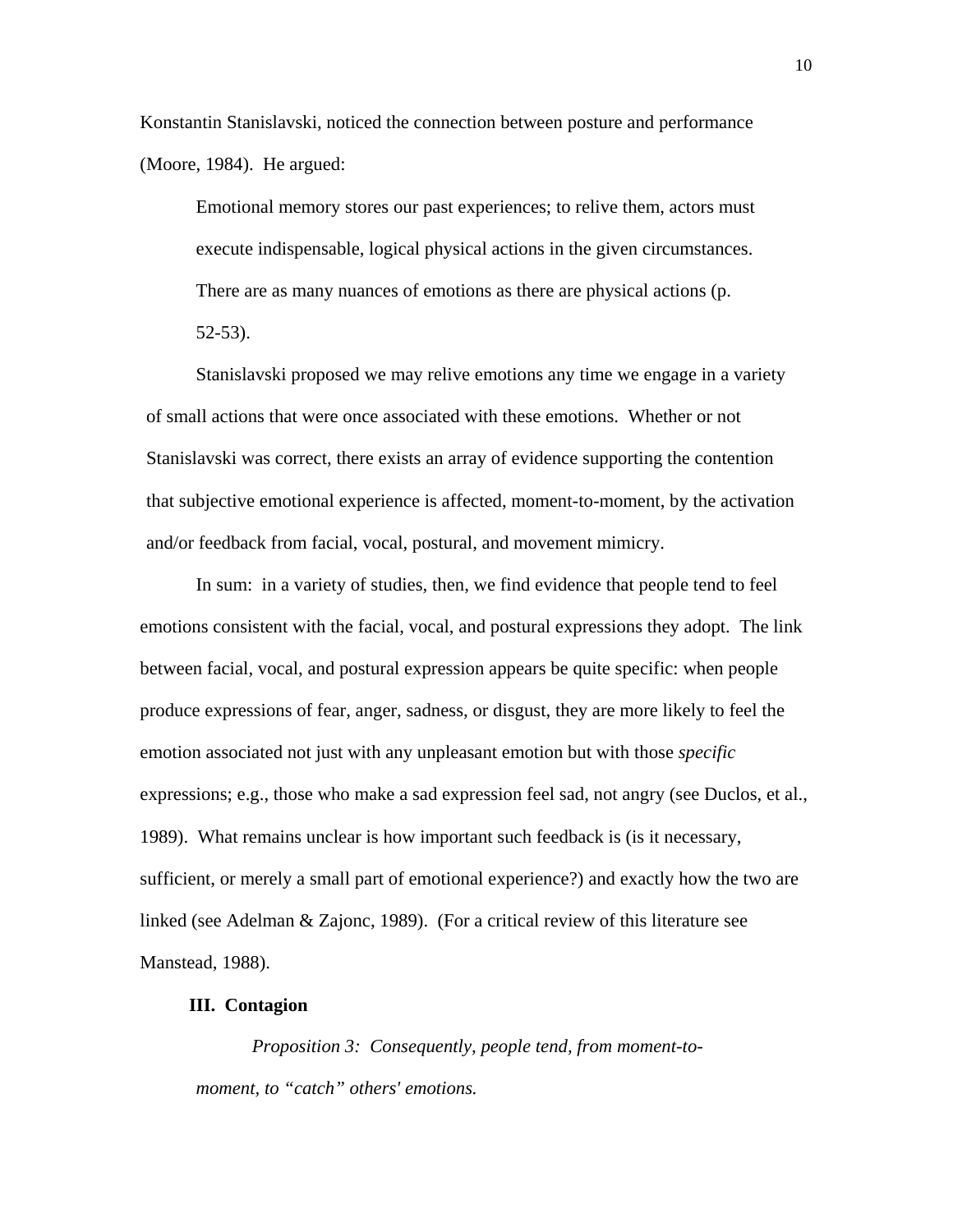Konstantin Stanislavski, noticed the connection between posture and performance (Moore, 1984). He argued:

> Emotional memory stores our past experiences; to relive them, actors must execute indispensable, logical physical actions in the given circumstances. There are as many nuances of emotions as there are physical actions (p. 52-53).

Stanislavski proposed we may relive emotions any time we engage in a variety of small actions that were once associated with these emotions. Whether or not Stanislavski was correct, there exists an array of evidence supporting the contention that subjective emotional experience is affected, moment-to-moment, by the activation and/or feedback from facial, vocal, postural, and movement mimicry.

In sum: in a variety of studies, then, we find evidence that people tend to feel emotions consistent with the facial, vocal, and postural expressions they adopt. The link between facial, vocal, and postural expression appears be quite specific: when people produce expressions of fear, anger, sadness, or disgust, they are more likely to feel the emotion associated not just with any unpleasant emotion but with those *specific* expressions; e.g., those who make a sad expression feel sad, not angry (see Duclos, et al., 1989). What remains unclear is how important such feedback is (is it necessary, sufficient, or merely a small part of emotional experience?) and exactly how the two are linked (see Adelman & Zajonc, 1989). (For a critical review of this literature see Manstead, 1988).

## III. Contagion

*Proposition 3: Consequently, people tend, from moment-to-moment, to "catch" others' emotions.*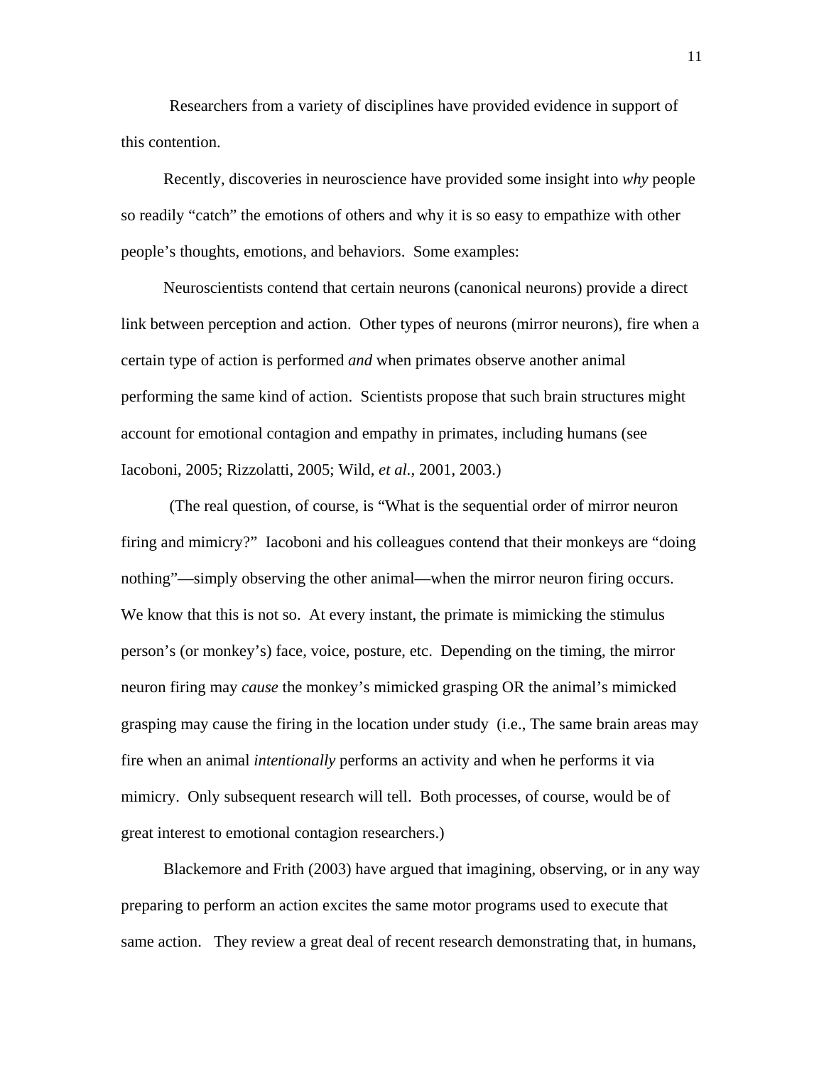Researchers from a variety of disciplines have provided evidence in support of this contention.

Recently, discoveries in neuroscience have provided some insight into *why* people so readily "catch" the emotions of others and why it is so easy to empathize with other people's thoughts, emotions, and behaviors. Some examples:

Neuroscientists contend that certain neurons (canonical neurons) provide a direct link between perception and action. Other types of neurons (mirror neurons), fire when a certain type of action is performed *and* when primates observe another animal performing the same kind of action. Scientists propose that such brain structures might account for emotional contagion and empathy in primates, including humans (see Iacoboni, 2005; Rizzolatti, 2005; Wild, *et al.,* 2001, 2003.)

(The real question, of course, is "What is the sequential order of mirror neuron firing and mimicry?" Iacoboni and his colleagues contend that their monkeys are "doing nothing"—simply observing the other animal—when the mirror neuron firing occurs. We know that this is not so. At every instant, the primate is mimicking the stimulus person's (or monkey's) face, voice, posture, etc. Depending on the timing, the mirror neuron firing may *cause* the monkey's mimicked grasping OR the animal's mimicked grasping may cause the firing in the location under study (i.e., The same brain areas may fire when an animal *intentionally* performs an activity and when he performs it via mimicry. Only subsequent research will tell. Both processes, of course, would be of great interest to emotional contagion researchers.)

Blackemore and Frith (2003) have argued that imagining, observing, or in any way preparing to perform an action excites the same motor programs used to execute that same action. They review a great deal of recent research demonstrating that, in humans,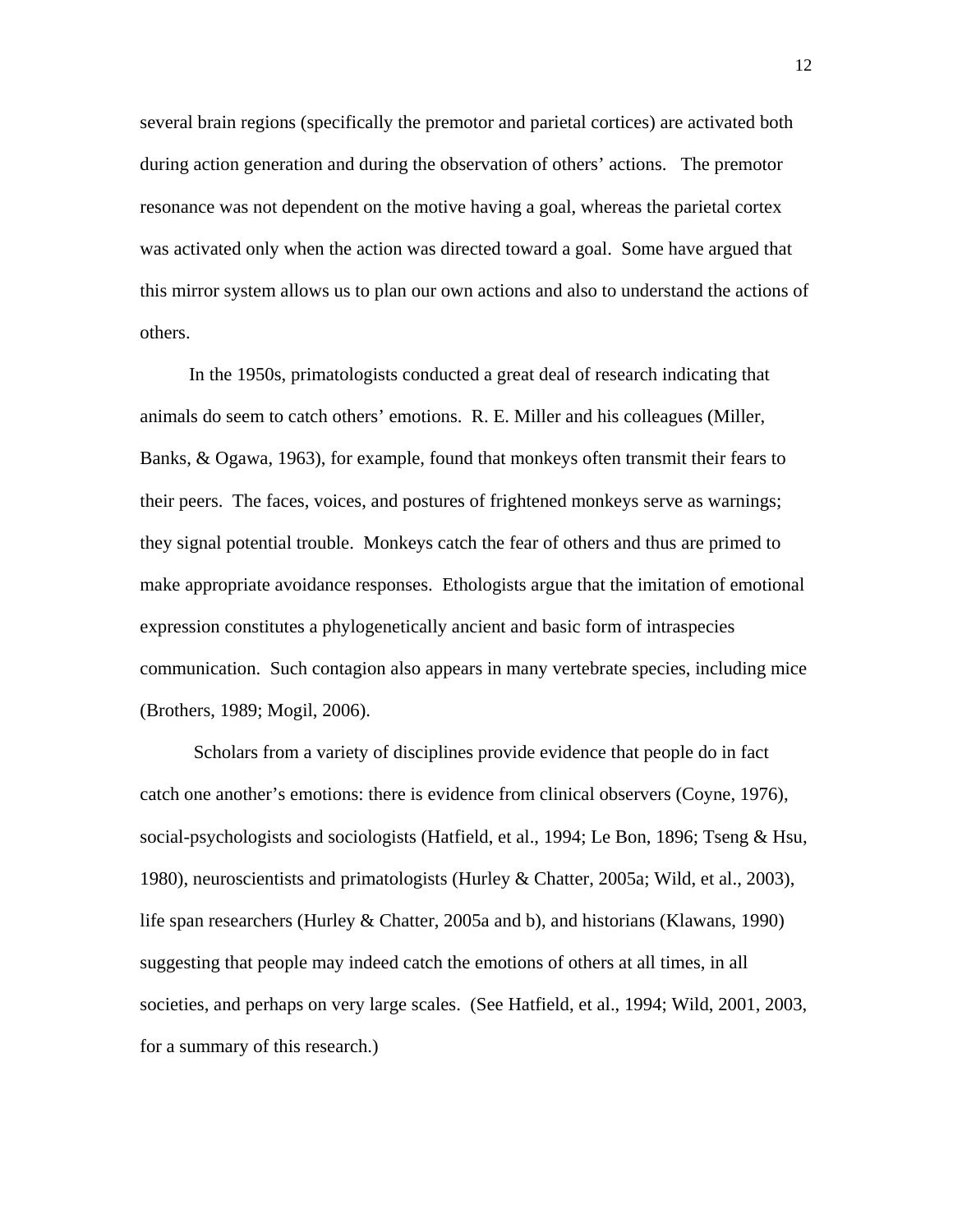several brain regions (specifically the premotor and parietal cortices) are activated both during action generation and during the observation of others' actions. The premotor resonance was not dependent on the motive having a goal, whereas the parietal cortex was activated only when the action was directed toward a goal. Some have argued that this mirror system allows us to plan our own actions and also to understand the actions of others.

In the 1950s, primatologists conducted a great deal of research indicating that animals do seem to catch others' emotions. R. E. Miller and his colleagues (Miller, Banks, & Ogawa, 1963), for example, found that monkeys often transmit their fears to their peers. The faces, voices, and postures of frightened monkeys serve as warnings; they signal potential trouble. Monkeys catch the fear of others and thus are primed to make appropriate avoidance responses. Ethologists argue that the imitation of emotional expression constitutes a phylogenetically ancient and basic form of intraspecies communication. Such contagion also appears in many vertebrate species, including mice (Brothers, 1989; Mogil, 2006).

Scholars from a variety of disciplines provide evidence that people do in fact catch one another's emotions: there is evidence from clinical observers (Coyne, 1976), social-psychologists and sociologists (Hatfield, et al., 1994; Le Bon, 1896; Tseng & Hsu, 1980), neuroscientists and primatologists (Hurley & Chatter, 2005a; Wild, et al., 2003), life span researchers (Hurley & Chatter, 2005a and b), and historians (Klawans, 1990) suggesting that people may indeed catch the emotions of others at all times, in all societies, and perhaps on very large scales. (See Hatfield, et al., 1994; Wild, 2001, 2003, for a summary of this research.)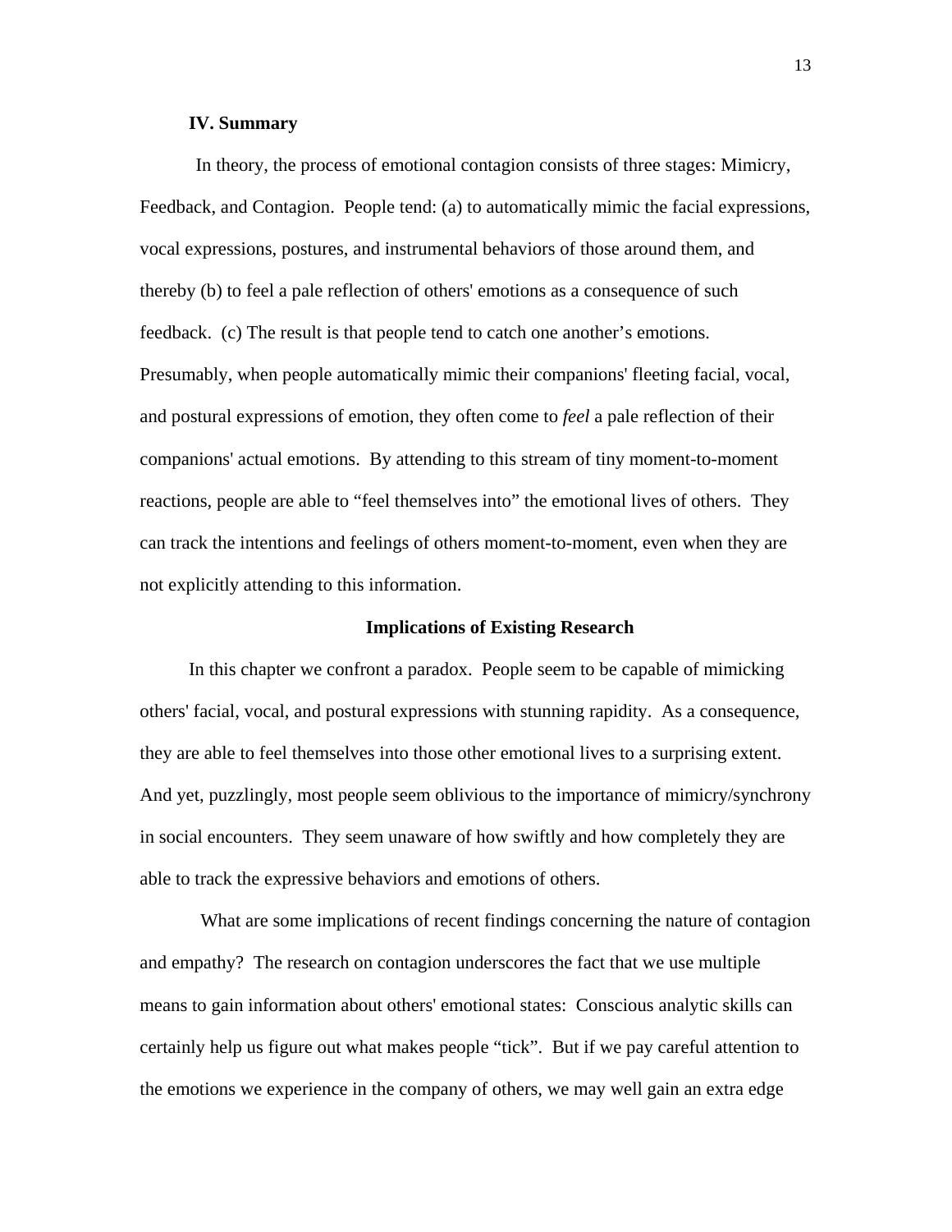**IV. Summary**

In theory, the process of emotional contagion consists of three stages: Mimicry, Feedback, and Contagion. People tend: (a) to automatically mimic the facial expressions, vocal expressions, postures, and instrumental behaviors of those around them, and thereby (b) to feel a pale reflection of others' emotions as a consequence of such feedback. (c) The result is that people tend to catch one another's emotions. Presumably, when people automatically mimic their companions' fleeting facial, vocal, and postural expressions of emotion, they often come to *feel* a pale reflection of their companions' actual emotions. By attending to this stream of tiny moment-to-moment reactions, people are able to "feel themselves into" the emotional lives of others. They can track the intentions and feelings of others moment-to-moment, even when they are not explicitly attending to this information.

## Implications of Existing Research

In this chapter we confront a paradox. People seem to be capable of mimicking others' facial, vocal, and postural expressions with stunning rapidity. As a consequence, they are able to feel themselves into those other emotional lives to a surprising extent. And yet, puzzlingly, most people seem oblivious to the importance of mimicry/synchrony in social encounters. They seem unaware of how swiftly and how completely they are able to track the expressive behaviors and emotions of others.

What are some implications of recent findings concerning the nature of contagion and empathy? The research on contagion underscores the fact that we use multiple means to gain information about others' emotional states: Conscious analytic skills can certainly help us figure out what makes people "tick". But if we pay careful attention to the emotions we experience in the company of others, we may well gain an extra edge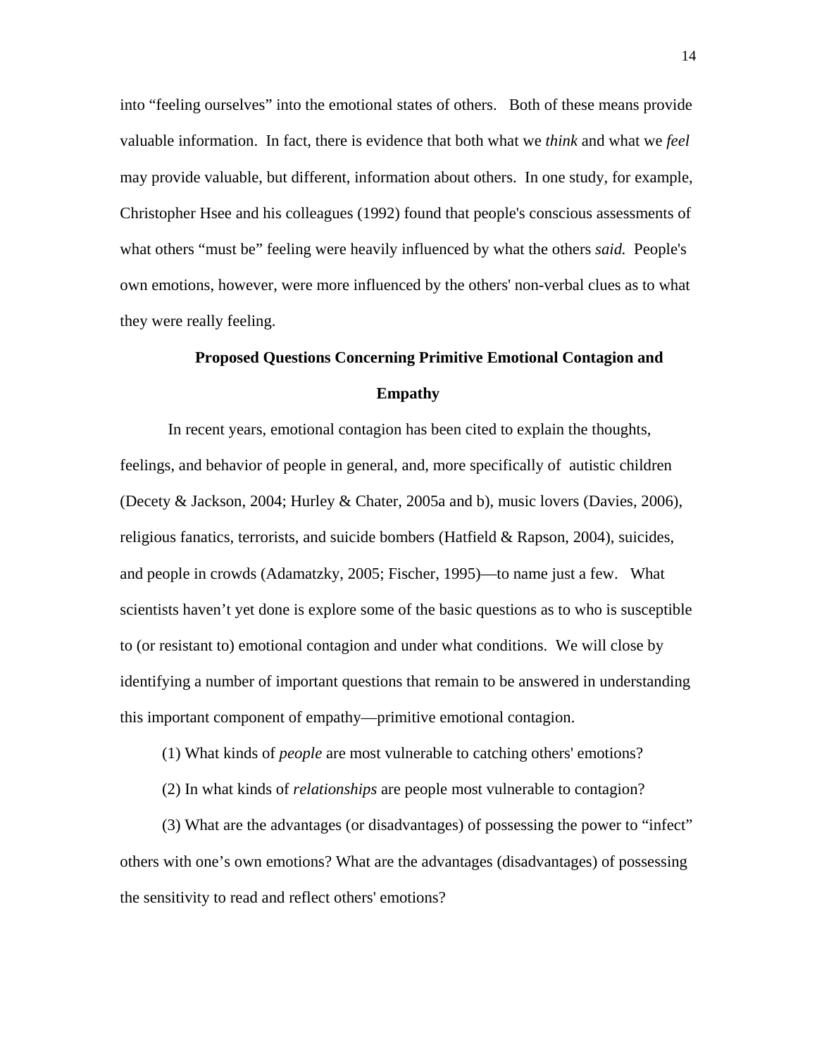into "feeling ourselves" into the emotional states of others. Both of these means provide valuable information. In fact, there is evidence that both what we *think* and what we *feel* may provide valuable, but different, information about others. In one study, for example, Christopher Hsee and his colleagues (1992) found that people's conscious assessments of what others "must be" feeling were heavily influenced by what the others *said.* People's own emotions, however, were more influenced by the others' non-verbal clues as to what they were really feeling.

## Proposed Questions Concerning Primitive Emotional Contagion and Empathy

In recent years, emotional contagion has been cited to explain the thoughts, feelings, and behavior of people in general, and, more specifically of autistic children (Decety & Jackson, 2004; Hurley & Chater, 2005a and b), music lovers (Davies, 2006), religious fanatics, terrorists, and suicide bombers (Hatfield & Rapson, 2004), suicides, and people in crowds (Adamatzky, 2005; Fischer, 1995)—to name just a few. What scientists haven't yet done is explore some of the basic questions as to who is susceptible to (or resistant to) emotional contagion and under what conditions. We will close by identifying a number of important questions that remain to be answered in understanding this important component of empathy—primitive emotional contagion.

(1) What kinds of *people* are most vulnerable to catching others' emotions?

(2) In what kinds of *relationships* are people most vulnerable to contagion?

(3) What are the advantages (or disadvantages) of possessing the power to "infect" others with one's own emotions? What are the advantages (disadvantages) of possessing the sensitivity to read and reflect others' emotions?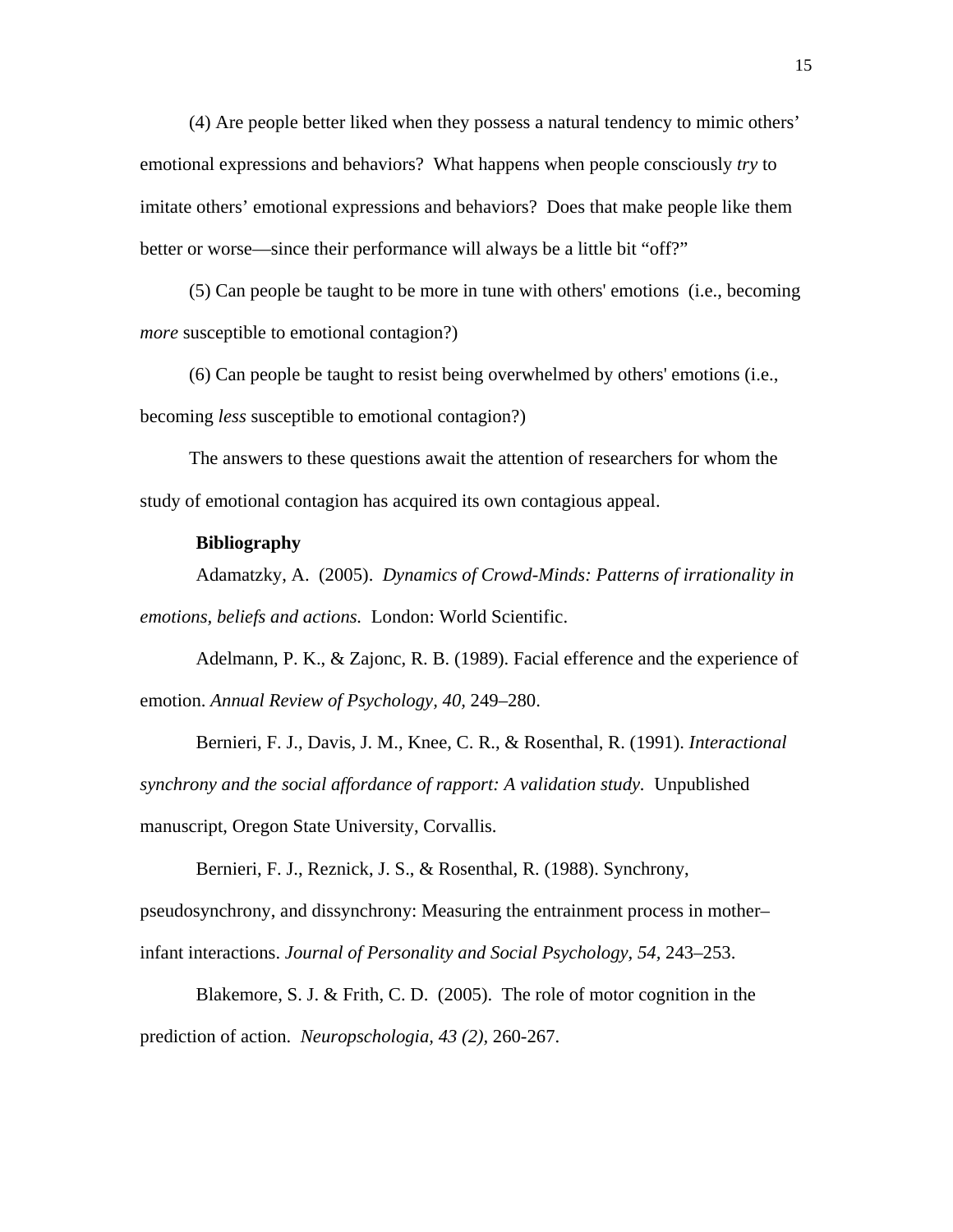(4) Are people better liked when they possess a natural tendency to mimic others' emotional expressions and behaviors? What happens when people consciously *try* to imitate others' emotional expressions and behaviors? Does that make people like them better or worse—since their performance will always be a little bit "off?"

(5) Can people be taught to be more in tune with others' emotions (i.e., becoming *more* susceptible to emotional contagion?)

(6) Can people be taught to resist being overwhelmed by others' emotions (i.e., becoming *less* susceptible to emotional contagion?)

The answers to these questions await the attention of researchers for whom the study of emotional contagion has acquired its own contagious appeal.

**Bibliography**

Adamatzky, A. (2005). *Dynamics of Crowd-Minds: Patterns of irrationality in emotions, beliefs and actions.* London: World Scientific.

Adelmann, P. K., & Zajonc, R. B. (1989). Facial efference and the experience of emotion. *Annual Review of Psychology, 40,* 249–280.

Bernieri, F. J., Davis, J. M., Knee, C. R., & Rosenthal, R. (1991). *Interactional synchrony and the social affordance of rapport: A validation study.* Unpublished manuscript, Oregon State University, Corvallis.

Bernieri, F. J., Reznick, J. S., & Rosenthal, R. (1988). Synchrony, pseudosynchrony, and dissynchrony: Measuring the entrainment process in mother–infant interactions. *Journal of Personality and Social Psychology, 54,* 243–253.

Blakemore, S. J. & Frith, C. D. (2005). The role of motor cognition in the prediction of action. *Neuropschologia, 43 (2),* 260-267.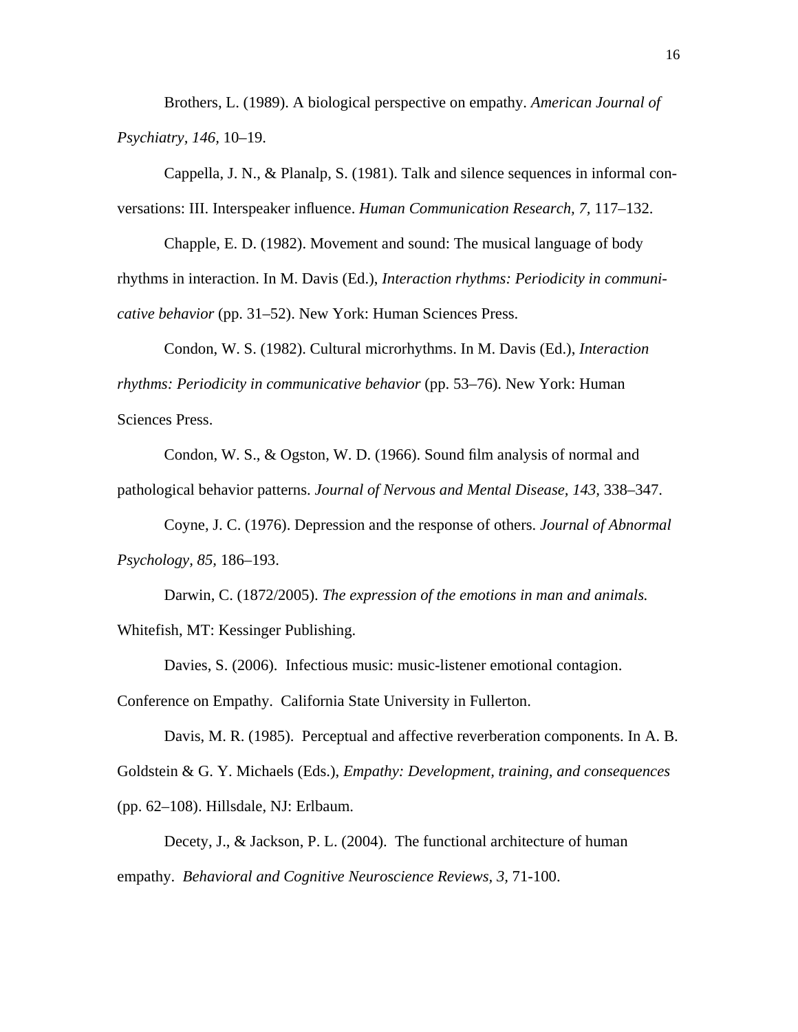Brothers, L. (1989). A biological perspective on empathy. *American Journal of Psychiatry, 146,* 10–19.

Cappella, J. N., & Planalp, S. (1981). Talk and silence sequences in informal conversations: III. Interspeaker influence. *Human Communication Research, 7,* 117–132.

Chapple, E. D. (1982). Movement and sound: The musical language of body rhythms in interaction. In M. Davis (Ed.), *Interaction rhythms: Periodicity in communicative behavior* (pp. 31–52). New York: Human Sciences Press.

Condon, W. S. (1982). Cultural microrhythms. In M. Davis (Ed.), *Interaction rhythms: Periodicity in communicative behavior* (pp. 53–76). New York: Human Sciences Press.

Condon, W. S., & Ogston, W. D. (1966). Sound film analysis of normal and pathological behavior patterns. *Journal of Nervous and Mental Disease, 143,* 338–347.

Coyne, J. C. (1976). Depression and the response of others. *Journal of Abnormal Psychology, 85,* 186–193.

Darwin, C. (1872/2005). *The expression of the emotions in man and animals.* Whitefish, MT: Kessinger Publishing.

Davies, S. (2006). Infectious music: music-listener emotional contagion. Conference on Empathy. California State University in Fullerton.

Davis, M. R. (1985). Perceptual and affective reverberation components. In A. B. Goldstein & G. Y. Michaels (Eds.), *Empathy: Development, training, and consequences* (pp. 62–108). Hillsdale, NJ: Erlbaum.

Decety, J., & Jackson, P. L. (2004). The functional architecture of human empathy. *Behavioral and Cognitive Neuroscience Reviews, 3*, 71-100.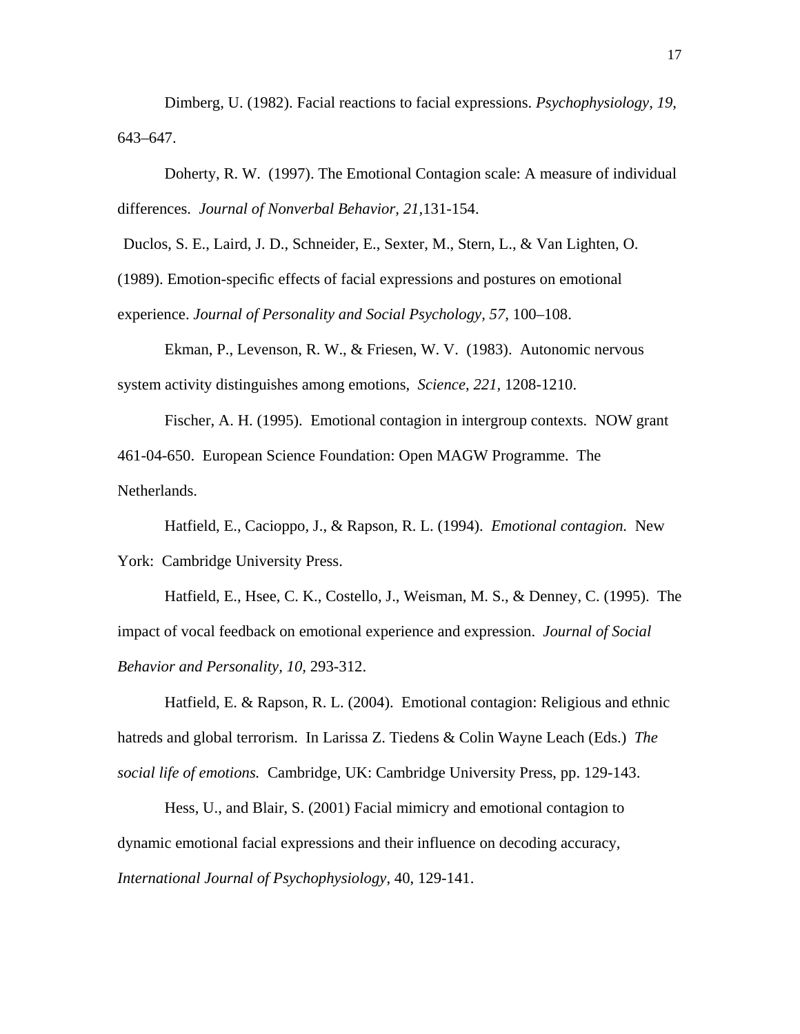Dimberg, U. (1982). Facial reactions to facial expressions. *Psychophysiology, 19,* 643–647.

Doherty, R. W. (1997). The Emotional Contagion scale: A measure of individual differences. *Journal of Nonverbal Behavior, 21,*131-154.

Duclos, S. E., Laird, J. D., Schneider, E., Sexter, M., Stern, L., & Van Lighten, O. (1989). Emotion-specific effects of facial expressions and postures on emotional experience. *Journal of Personality and Social Psychology, 57,* 100–108.

Ekman, P., Levenson, R. W., & Friesen, W. V. (1983). Autonomic nervous system activity distinguishes among emotions, *Science, 221,* 1208-1210.

Fischer, A. H. (1995). Emotional contagion in intergroup contexts. NOW grant 461-04-650. European Science Foundation: Open MAGW Programme. The Netherlands.

Hatfield, E., Cacioppo, J., & Rapson, R. L. (1994). *Emotional contagion.* New York: Cambridge University Press.

Hatfield, E., Hsee, C. K., Costello, J., Weisman, M. S., & Denney, C. (1995). The impact of vocal feedback on emotional experience and expression. *Journal of Social Behavior and Personality, 10,* 293-312.

Hatfield, E. & Rapson, R. L. (2004). Emotional contagion: Religious and ethnic hatreds and global terrorism. In Larissa Z. Tiedens & Colin Wayne Leach (Eds.) *The social life of emotions.* Cambridge, UK: Cambridge University Press, pp. 129-143.

Hess, U., and Blair, S. (2001) Facial mimicry and emotional contagion to dynamic emotional facial expressions and their influence on decoding accuracy, *International Journal of Psychophysiology*, 40, 129-141.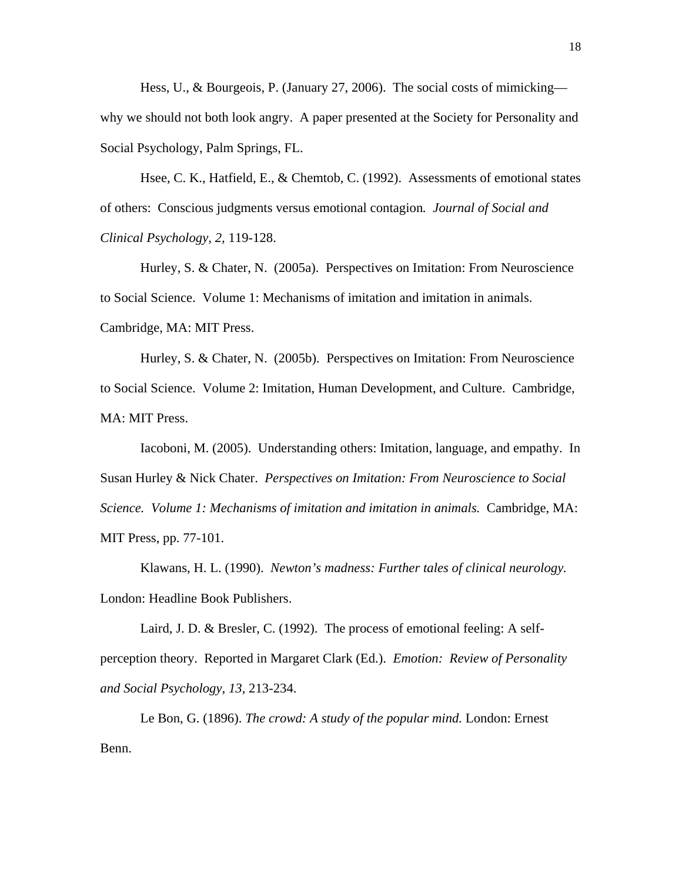Hess, U., & Bourgeois, P. (January 27, 2006). The social costs of mimicking—why we should not both look angry. A paper presented at the Society for Personality and Social Psychology, Palm Springs, FL.

Hsee, C. K., Hatfield, E., & Chemtob, C. (1992). Assessments of emotional states of others: Conscious judgments versus emotional contagion. *Journal of Social and Clinical Psychology, 2,* 119-128.

Hurley, S. & Chater, N. (2005a). Perspectives on Imitation: From Neuroscience to Social Science. Volume 1: Mechanisms of imitation and imitation in animals. Cambridge, MA: MIT Press.

Hurley, S. & Chater, N. (2005b). Perspectives on Imitation: From Neuroscience to Social Science. Volume 2: Imitation, Human Development, and Culture. Cambridge, MA: MIT Press.

Iacoboni, M. (2005). Understanding others: Imitation, language, and empathy. In Susan Hurley & Nick Chater. *Perspectives on Imitation: From Neuroscience to Social Science. Volume 1: Mechanisms of imitation and imitation in animals.* Cambridge, MA: MIT Press, pp. 77-101.

Klawans, H. L. (1990). *Newton's madness: Further tales of clinical neurology.* London: Headline Book Publishers.

Laird, J. D. & Bresler, C. (1992). The process of emotional feeling: A self-perception theory. Reported in Margaret Clark (Ed.). *Emotion: Review of Personality and Social Psychology, 13,* 213-234.

Le Bon, G. (1896). *The crowd: A study of the popular mind.* London: Ernest Benn.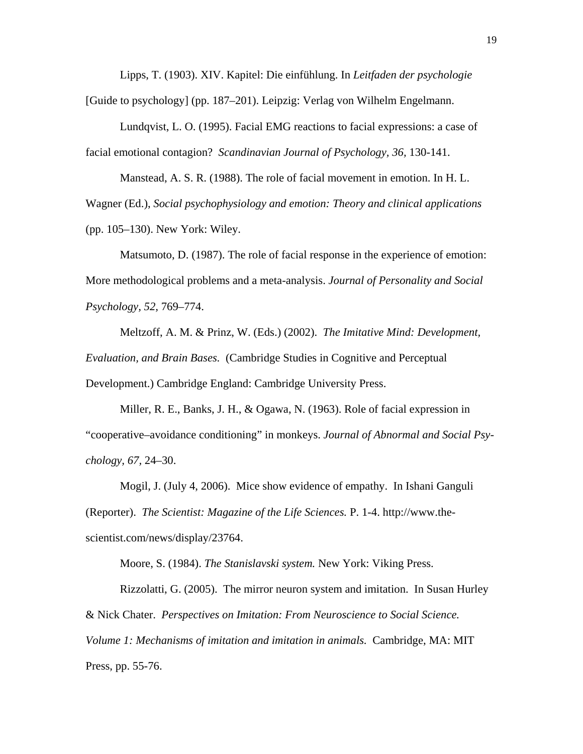Lipps, T. (1903). XIV. Kapitel: Die einfühlung. In *Leitfaden der psychologie* [Guide to psychology] (pp. 187–201). Leipzig: Verlag von Wilhelm Engelmann.

Lundqvist, L. O. (1995). Facial EMG reactions to facial expressions: a case of facial emotional contagion? *Scandinavian Journal of Psychology, 36,* 130-141.

Manstead, A. S. R. (1988). The role of facial movement in emotion. In H. L. Wagner (Ed.), *Social psychophysiology and emotion: Theory and clinical applications* (pp. 105–130). New York: Wiley.

Matsumoto, D. (1987). The role of facial response in the experience of emotion: More methodological problems and a meta-analysis. *Journal of Personality and Social Psychology, 52,* 769–774.

Meltzoff, A. M. & Prinz, W. (Eds.) (2002). *The Imitative Mind: Development, Evaluation, and Brain Bases.* (Cambridge Studies in Cognitive and Perceptual Development.) Cambridge England: Cambridge University Press.

Miller, R. E., Banks, J. H., & Ogawa, N. (1963). Role of facial expression in "cooperative–avoidance conditioning" in monkeys. *Journal of Abnormal and Social Psychology, 67,* 24–30.

Mogil, J. (July 4, 2006). Mice show evidence of empathy. In Ishani Ganguli (Reporter). *The Scientist: Magazine of the Life Sciences.* P. 1-4. http://www.the-scientist.com/news/display/23764.

Moore, S. (1984). *The Stanislavski system.* New York: Viking Press.

Rizzolatti, G. (2005). The mirror neuron system and imitation. In Susan Hurley & Nick Chater. *Perspectives on Imitation: From Neuroscience to Social Science. Volume 1: Mechanisms of imitation and imitation in animals.* Cambridge, MA: MIT Press, pp. 55-76.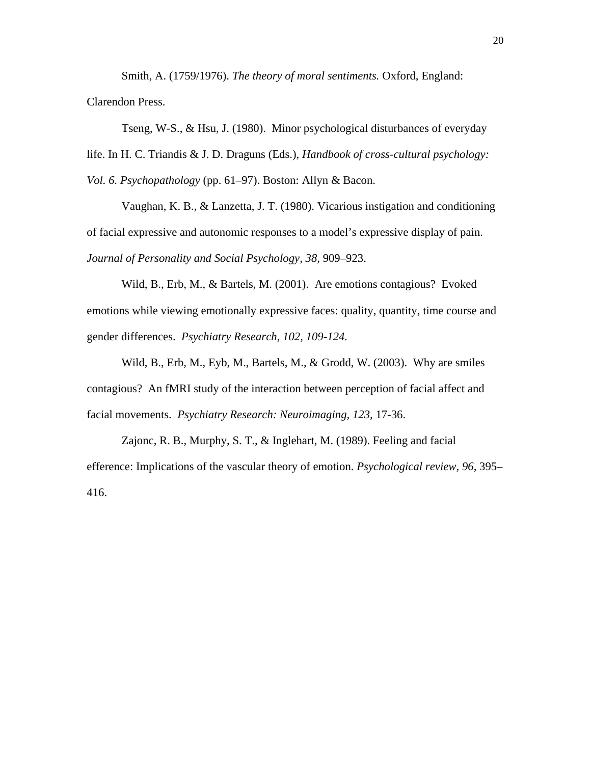Smith, A. (1759/1976). *The theory of moral sentiments.* Oxford, England: Clarendon Press.

Tseng, W-S., & Hsu, J. (1980). Minor psychological disturbances of everyday life. In H. C. Triandis & J. D. Draguns (Eds.), *Handbook of cross-cultural psychology: Vol. 6. Psychopathology* (pp. 61–97). Boston: Allyn & Bacon.

Vaughan, K. B., & Lanzetta, J. T. (1980). Vicarious instigation and conditioning of facial expressive and autonomic responses to a model's expressive display of pain. *Journal of Personality and Social Psychology, 38,* 909–923.

Wild, B., Erb, M., & Bartels, M. (2001). Are emotions contagious? Evoked emotions while viewing emotionally expressive faces: quality, quantity, time course and gender differences. *Psychiatry Research, 102, 109-124.*

Wild, B., Erb, M., Eyb, M., Bartels, M., & Grodd, W. (2003). Why are smiles contagious? An fMRI study of the interaction between perception of facial affect and facial movements. *Psychiatry Research: Neuroimaging, 123,* 17-36.

Zajonc, R. B., Murphy, S. T., & Inglehart, M. (1989). Feeling and facial efference: Implications of the vascular theory of emotion. *Psychological review, 96,* 395–416.